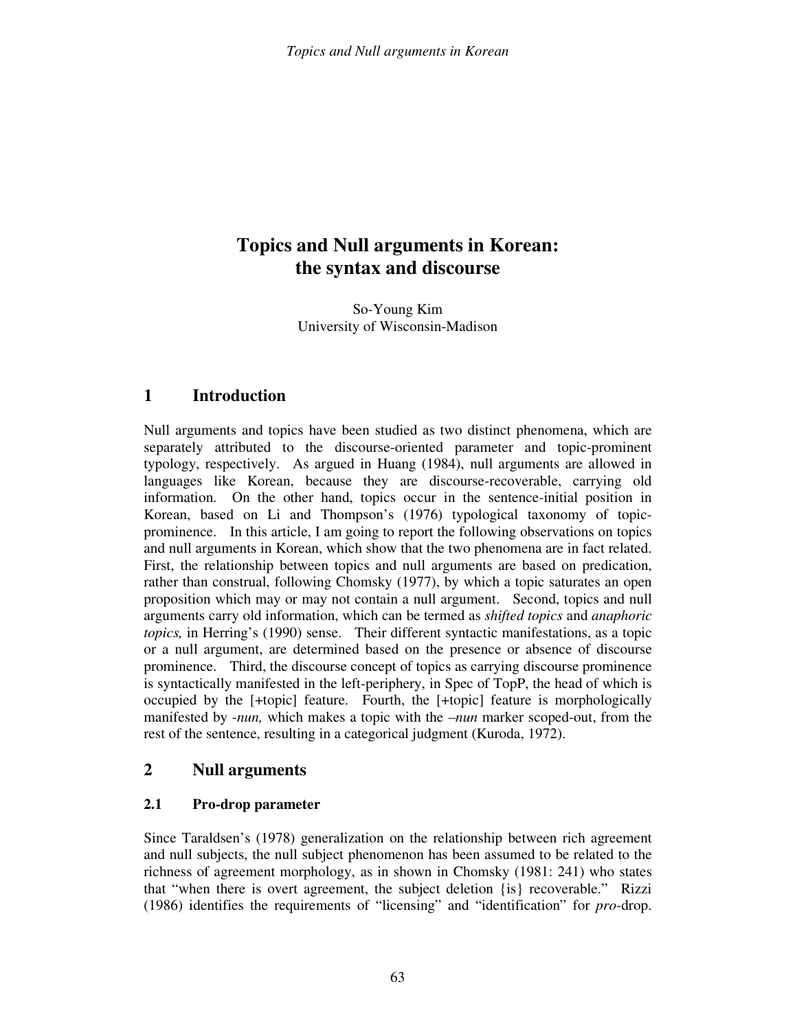# Topics and Null arguments in Korean: the syntax and discourse

So-Young Kim
University of Wisconsin-Madison

## 1 Introduction

Null arguments and topics have been studied as two distinct phenomena, which are separately attributed to the discourse-oriented parameter and topic-prominent typology, respectively. As argued in Huang (1984), null arguments are allowed in languages like Korean, because they are discourse-recoverable, carrying old information. On the other hand, topics occur in the sentence-initial position in Korean, based on Li and Thompson's (1976) typological taxonomy of topic-prominence. In this article, I am going to report the following observations on topics and null arguments in Korean, which show that the two phenomena are in fact related. First, the relationship between topics and null arguments are based on predication, rather than construal, following Chomsky (1977), by which a topic saturates an open proposition which may or may not contain a null argument. Second, topics and null arguments carry old information, which can be termed as *shifted topics* and *anaphoric topics,* in Herring's (1990) sense. Their different syntactic manifestations, as a topic or a null argument, are determined based on the presence or absence of discourse prominence. Third, the discourse concept of topics as carrying discourse prominence is syntactically manifested in the left-periphery, in Spec of TopP, the head of which is occupied by the [+topic] feature. Fourth, the [+topic] feature is morphologically manifested by *-nun,* which makes a topic with the *–nun* marker scoped-out, from the rest of the sentence, resulting in a categorical judgment (Kuroda, 1972).

## 2 Null arguments

### 2.1 Pro-drop parameter

Since Taraldsen's (1978) generalization on the relationship between rich agreement and null subjects, the null subject phenomenon has been assumed to be related to the richness of agreement morphology, as in shown in Chomsky (1981: 241) who states that "when there is overt agreement, the subject deletion {is} recoverable." Rizzi (1986) identifies the requirements of "licensing" and "identification" for *pro*-drop.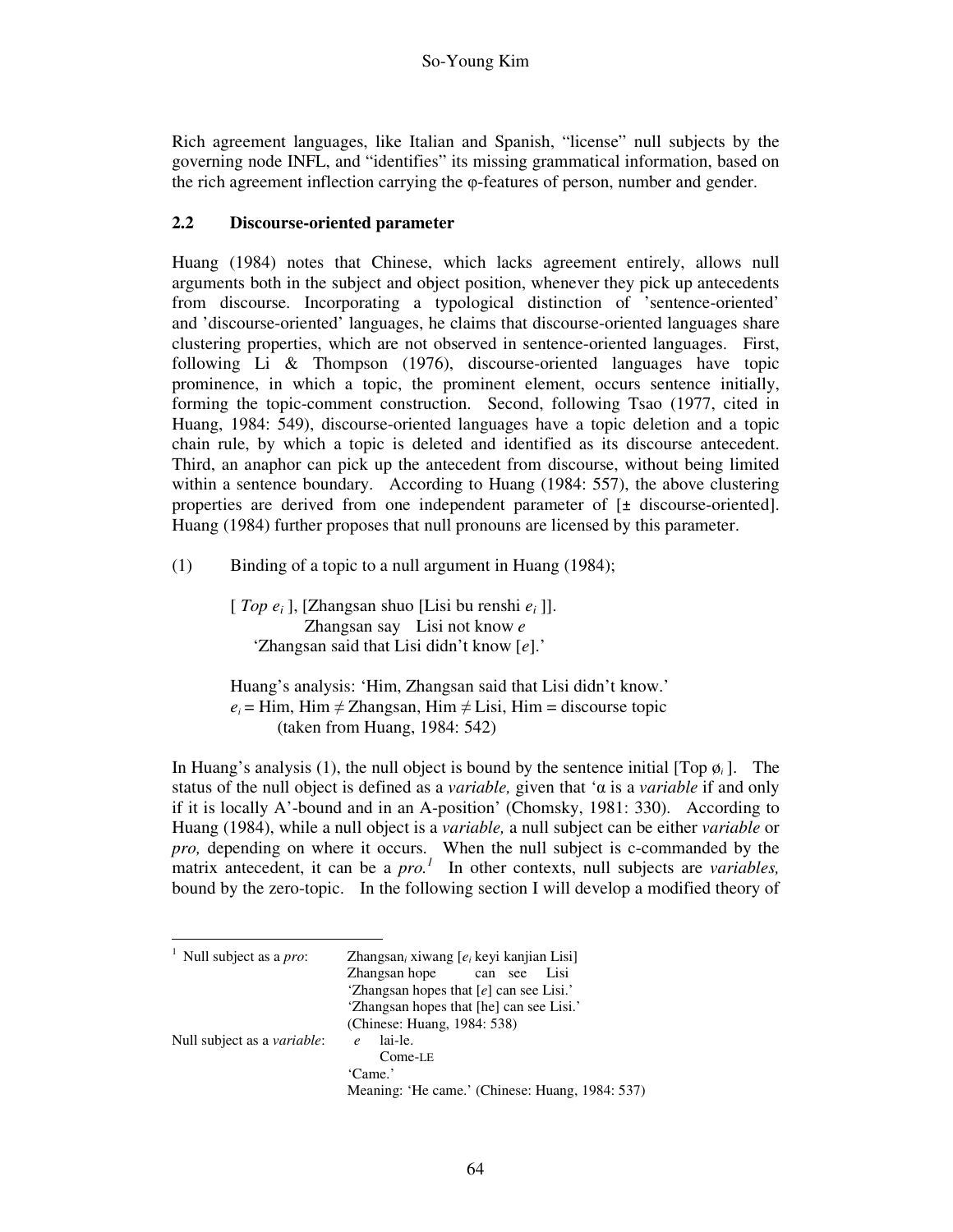Rich agreement languages, like Italian and Spanish, "license" null subjects by the governing node INFL, and "identifies" its missing grammatical information, based on the rich agreement inflection carrying the φ-features of person, number and gender.

## 2.2 Discourse-oriented parameter

Huang (1984) notes that Chinese, which lacks agreement entirely, allows null arguments both in the subject and object position, whenever they pick up antecedents from discourse. Incorporating a typological distinction of 'sentence-oriented' and 'discourse-oriented' languages, he claims that discourse-oriented languages share clustering properties, which are not observed in sentence-oriented languages. First, following Li & Thompson (1976), discourse-oriented languages have topic prominence, in which a topic, the prominent element, occurs sentence initially, forming the topic-comment construction. Second, following Tsao (1977, cited in Huang, 1984: 549), discourse-oriented languages have a topic deletion and a topic chain rule, by which a topic is deleted and identified as its discourse antecedent. Third, an anaphor can pick up the antecedent from discourse, without being limited within a sentence boundary. According to Huang (1984: 557), the above clustering properties are derived from one independent parameter of [± discourse-oriented]. Huang (1984) further proposes that null pronouns are licensed by this parameter.

(1) Binding of a topic to a null argument in Huang (1984);

[ *Top* $e_i$ ], [Zhangsan shuo [Lisi bu renshi $e_i$ ]].
Zhangsan say Lisi not know *e*
'Zhangsan said that Lisi didn't know [*e*].'

Huang's analysis: 'Him, Zhangsan said that Lisi didn't know.'
$e_i$ = Him, Him ≠ Zhangsan, Him ≠ Lisi, Him = discourse topic
(taken from Huang, 1984: 542)

In Huang's analysis (1), the null object is bound by the sentence initial [Top $ø_i$ ]. The status of the null object is defined as a *variable,* given that 'α is a *variable* if and only if it is locally A'-bound and in an A-position' (Chomsky, 1981: 330). According to Huang (1984), while a null object is a *variable,* a null subject can be either *variable* or *pro,* depending on where it occurs. When the null subject is c-commanded by the matrix antecedent, it can be a *pro.*[1] In other contexts, null subjects are *variables,* bound by the zero-topic. In the following section I will develop a modified theory of

---

[1] Null subject as a *pro*: Zhangsan$_i$ xiwang [$e_i$ keyi kanjian Lisi]
Zhangsan hope can see Lisi
'Zhangsan hopes that [*e*] can see Lisi.'
'Zhangsan hopes that [he] can see Lisi.'
(Chinese: Huang, 1984: 538)

Null subject as a *variable*: *e* lai-le.
Come-LE
'Came.'
Meaning: 'He came.' (Chinese: Huang, 1984: 537)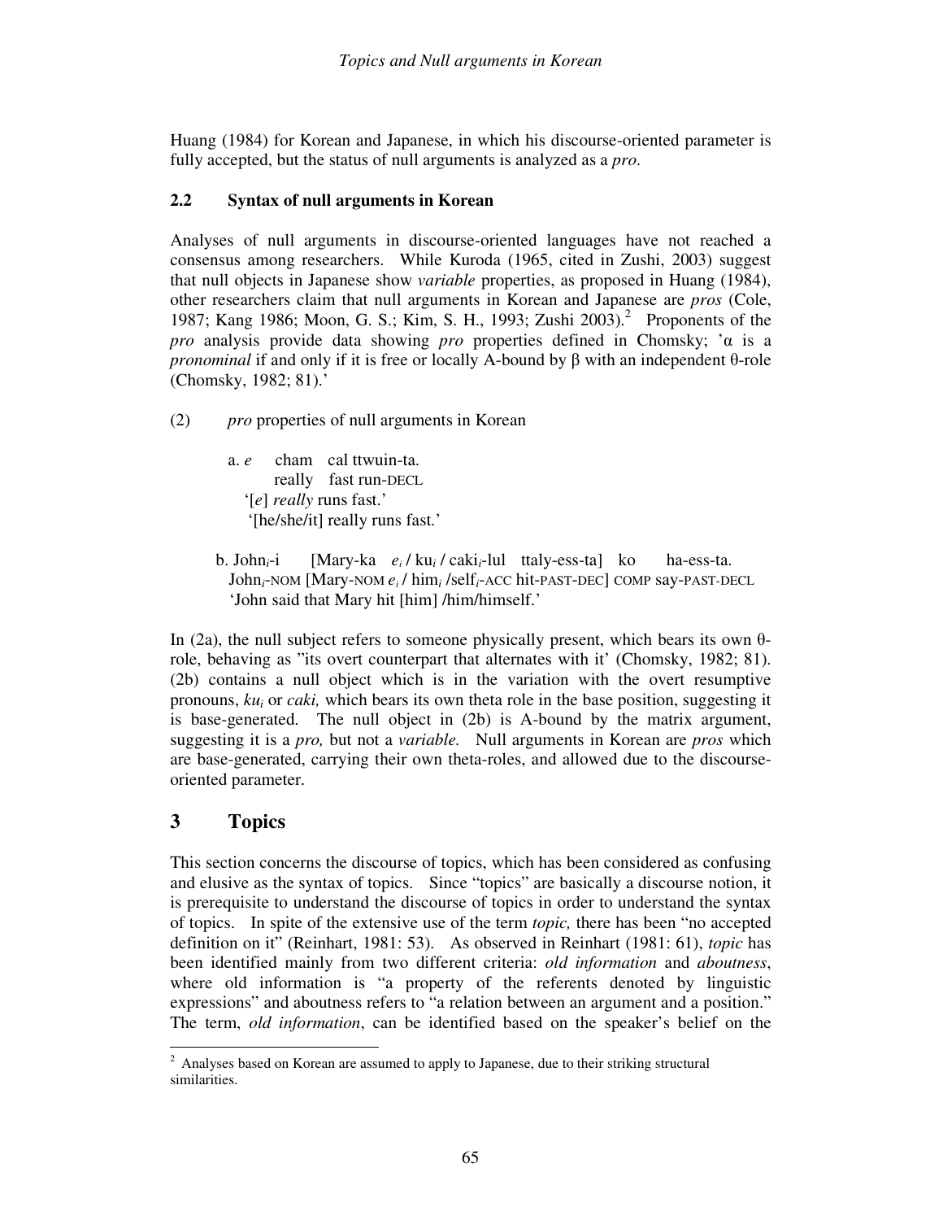Huang (1984) for Korean and Japanese, in which his discourse-oriented parameter is fully accepted, but the status of null arguments is analyzed as a *pro*.

### 2.2 Syntax of null arguments in Korean

Analyses of null arguments in discourse-oriented languages have not reached a consensus among researchers. While Kuroda (1965, cited in Zushi, 2003) suggest that null objects in Japanese show *variable* properties, as proposed in Huang (1984), other researchers claim that null arguments in Korean and Japanese are *pros* (Cole, 1987; Kang 1986; Moon, G. S.; Kim, S. H., 1993; Zushi 2003).[2] Proponents of the *pro* analysis provide data showing *pro* properties defined in Chomsky; 'α is a *pronominal* if and only if it is free or locally A-bound by β with an independent θ-role (Chomsky, 1982; 81).'

(2) *pro* properties of null arguments in Korean

a. *e* cham cal ttwuin-ta.
   really fast run-DECL
   '[*e*] *really* runs fast.'
   '[he/she/it] really runs fast.'

b. John$_i$-i [Mary-ka $e_i$ / ku$_i$ / caki$_i$-lul ttaly-ess-ta] ko ha-ess-ta.
   John$_i$-NOM [Mary-NOM $e_i$ / him$_i$ /self$_i$-ACC hit-PAST-DEC] COMP say-PAST-DECL
   'John said that Mary hit [him] /him/himself.'

In (2a), the null subject refers to someone physically present, which bears its own θ-role, behaving as "its overt counterpart that alternates with it' (Chomsky, 1982; 81). (2b) contains a null object which is in the variation with the overt resumptive pronouns, *ku$_i$* or *caki,* which bears its own theta role in the base position, suggesting it is base-generated. The null object in (2b) is A-bound by the matrix argument, suggesting it is a *pro,* but not a *variable.* Null arguments in Korean are *pros* which are base-generated, carrying their own theta-roles, and allowed due to the discourse-oriented parameter.

## 3 Topics

This section concerns the discourse of topics, which has been considered as confusing and elusive as the syntax of topics. Since "topics" are basically a discourse notion, it is prerequisite to understand the discourse of topics in order to understand the syntax of topics. In spite of the extensive use of the term *topic,* there has been "no accepted definition on it" (Reinhart, 1981: 53). As observed in Reinhart (1981: 61), *topic* has been identified mainly from two different criteria: *old information* and *aboutness*, where old information is "a property of the referents denoted by linguistic expressions" and aboutness refers to "a relation between an argument and a position." The term, *old information*, can be identified based on the speaker's belief on the

[2] Analyses based on Korean are assumed to apply to Japanese, due to their striking structural similarities.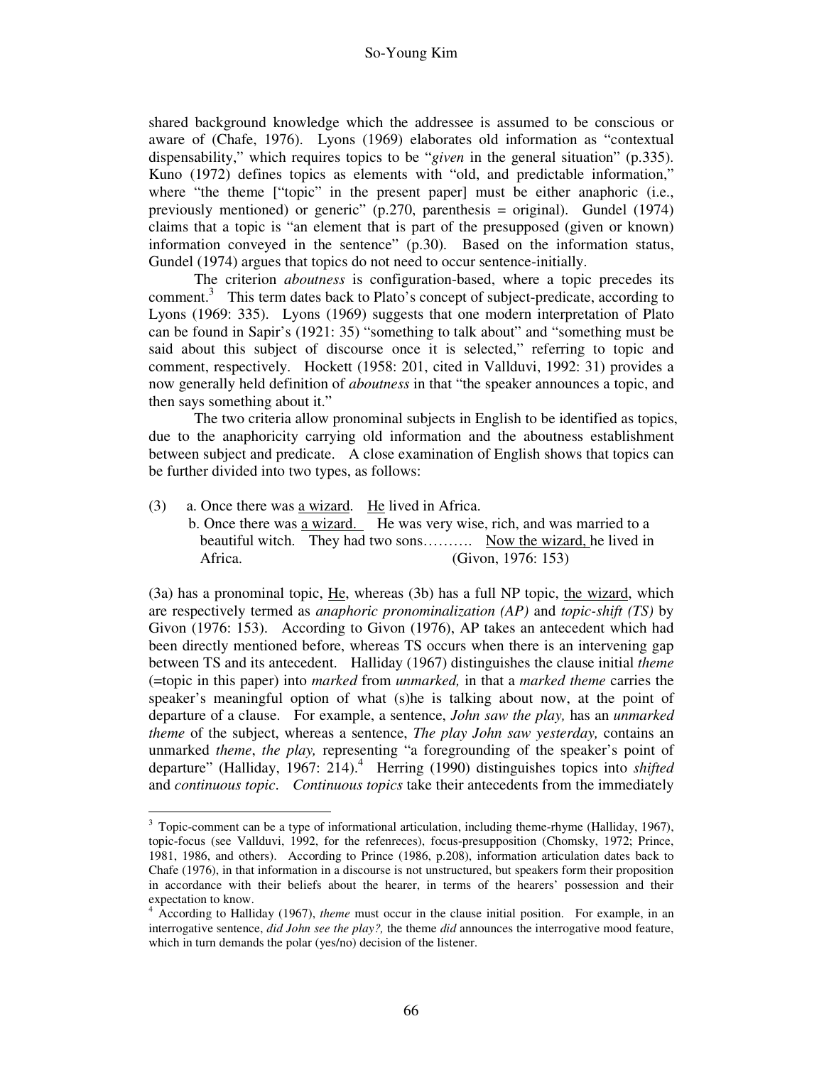shared background knowledge which the addressee is assumed to be conscious or aware of (Chafe, 1976). Lyons (1969) elaborates old information as "contextual dispensability," which requires topics to be "*given* in the general situation" (p.335). Kuno (1972) defines topics as elements with "old, and predictable information," where "the theme ["topic" in the present paper] must be either anaphoric (i.e., previously mentioned) or generic" (p.270, parenthesis = original). Gundel (1974) claims that a topic is "an element that is part of the presupposed (given or known) information conveyed in the sentence" (p.30). Based on the information status, Gundel (1974) argues that topics do not need to occur sentence-initially.

The criterion *aboutness* is configuration-based, where a topic precedes its comment.[3] This term dates back to Plato's concept of subject-predicate, according to Lyons (1969: 335). Lyons (1969) suggests that one modern interpretation of Plato can be found in Sapir's (1921: 35) "something to talk about" and "something must be said about this subject of discourse once it is selected," referring to topic and comment, respectively. Hockett (1958: 201, cited in Vallduvi, 1992: 31) provides a now generally held definition of *aboutness* in that "the speaker announces a topic, and then says something about it."

The two criteria allow pronominal subjects in English to be identified as topics, due to the anaphoricity carrying old information and the aboutness establishment between subject and predicate. A close examination of English shows that topics can be further divided into two types, as follows:

(3) a. Once there was <u>a wizard</u>. <u>He</u> lived in Africa.
   b. Once there was <u>a wizard.</u> He was very wise, rich, and was married to a beautiful witch. They had two sons………. <u>Now the wizard,</u> he lived in Africa. (Givon, 1976: 153)

(3a) has a pronominal topic, <u>He</u>, whereas (3b) has a full NP topic, <u>the wizard</u>, which are respectively termed as *anaphoric pronominalization (AP)* and *topic-shift (TS)* by Givon (1976: 153). According to Givon (1976), AP takes an antecedent which had been directly mentioned before, whereas TS occurs when there is an intervening gap between TS and its antecedent. Halliday (1967) distinguishes the clause initial *theme* (=topic in this paper) into *marked* from *unmarked,* in that a *marked theme* carries the speaker's meaningful option of what (s)he is talking about now, at the point of departure of a clause. For example, a sentence, *John saw the play,* has an *unmarked theme* of the subject, whereas a sentence, *The play John saw yesterday,* contains an unmarked *theme*, *the play,* representing "a foregrounding of the speaker's point of departure" (Halliday, 1967: 214).[4] Herring (1990) distinguishes topics into *shifted* and *continuous topic*. *Continuous topics* take their antecedents from the immediately

---

[3] Topic-comment can be a type of informational articulation, including theme-rhyme (Halliday, 1967), topic-focus (see Vallduvi, 1992, for the refenreces), focus-presupposition (Chomsky, 1972; Prince, 1981, 1986, and others). According to Prince (1986, p.208), information articulation dates back to Chafe (1976), in that information in a discourse is not unstructured, but speakers form their proposition in accordance with their beliefs about the hearer, in terms of the hearers' possession and their expectation to know.

[4] According to Halliday (1967), *theme* must occur in the clause initial position. For example, in an interrogative sentence, *did John see the play?,* the theme *did* announces the interrogative mood feature, which in turn demands the polar (yes/no) decision of the listener.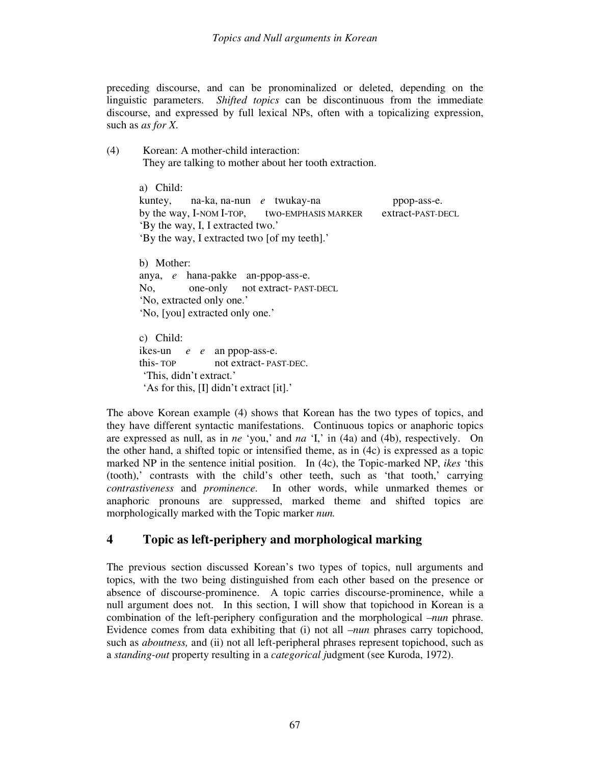preceding discourse, and can be pronominalized or deleted, depending on the linguistic parameters. *Shifted topics* can be discontinuous from the immediate discourse, and expressed by full lexical NPs, often with a topicalizing expression, such as *as for X.*

(4) Korean: A mother-child interaction:
They are talking to mother about her tooth extraction.

a) Child:
kuntey, na-ka, na-nun *e* twukay-na ppop-ass-e.
by the way, I-NOM I-TOP, two-EMPHASIS MARKER extract-PAST-DECL
'By the way, I, I extracted two.'
'By the way, I extracted two [of my teeth].'

b) Mother:
anya, *e* hana-pakke an-ppop-ass-e.
No, one-only not extract- PAST-DECL
'No, extracted only one.'
'No, [you] extracted only one.'

c) Child:
ikes-un *e* *e* an ppop-ass-e.
this- TOP not extract- PAST-DEC.
'This, didn't extract.'
'As for this, [I] didn't extract [it].'

The above Korean example (4) shows that Korean has the two types of topics, and they have different syntactic manifestations. Continuous topics or anaphoric topics are expressed as null, as in *ne* 'you,' and *na* 'I,' in (4a) and (4b), respectively. On the other hand, a shifted topic or intensified theme, as in (4c) is expressed as a topic marked NP in the sentence initial position. In (4c), the Topic-marked NP, *ikes* 'this (tooth),' contrasts with the child's other teeth, such as 'that tooth,' carrying *contrastiveness* and *prominence*. In other words, while unmarked themes or anaphoric pronouns are suppressed, marked theme and shifted topics are morphologically marked with the Topic marker *nun.*

## 4 Topic as left-periphery and morphological marking

The previous section discussed Korean's two types of topics, null arguments and topics, with the two being distinguished from each other based on the presence or absence of discourse-prominence. A topic carries discourse-prominence, while a null argument does not. In this section, I will show that topichood in Korean is a combination of the left-periphery configuration and the morphological *–nun* phrase. Evidence comes from data exhibiting that (i) not all *–nun* phrases carry topichood, such as *aboutness,* and (ii) not all left-peripheral phrases represent topichood, such as a *standing-out* property resulting in a *categorical j*udgment (see Kuroda, 1972).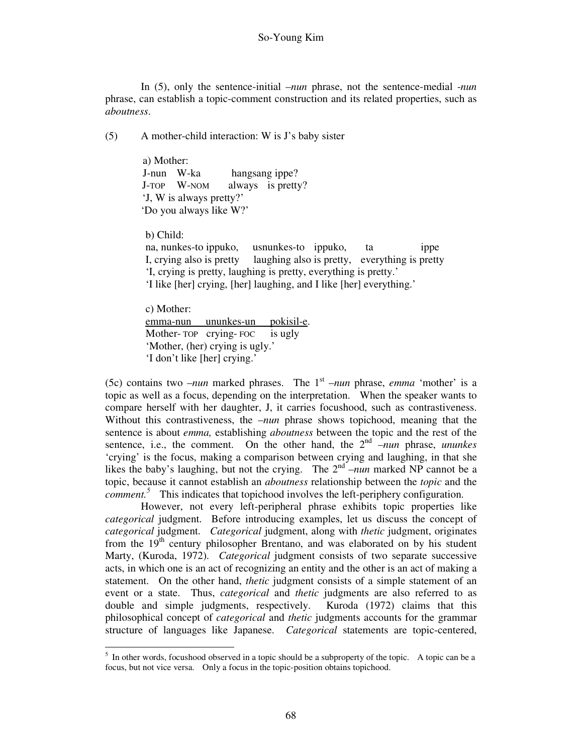In (5), only the sentence-initial –*nun* phrase, not the sentence-medial -*nun* phrase, can establish a topic-comment construction and its related properties, such as *aboutness*.

(5) A mother-child interaction: W is J's baby sister

a) Mother:
J-nun W-ka hangsang ippe?
J-TOP W-NOM always is pretty?
'J, W is always pretty?'
'Do you always like W?'

b) Child:
na, nunkes-to ippuko, usnunkes-to ippuko, ta ippe
I, crying also is pretty laughing also is pretty, everything is pretty
'I, crying is pretty, laughing is pretty, everything is pretty.'
'I like [her] crying, [her] laughing, and I like [her] everything.'

c) Mother:
emma-nun ununkes-un pokisil-e.
Mother- TOP crying- FOC is ugly
'Mother, (her) crying is ugly.'
'I don't like [her] crying.'

(5c) contains two –*nun* marked phrases. The 1st –*nun* phrase, *emma* 'mother' is a topic as well as a focus, depending on the interpretation. When the speaker wants to compare herself with her daughter, J, it carries focushood, such as contrastiveness. Without this contrastiveness, the –*nun* phrase shows topichood, meaning that the sentence is about *emma,* establishing *aboutness* between the topic and the rest of the sentence, i.e., the comment. On the other hand, the 2nd –*nun* phrase, *ununkes* 'crying' is the focus, making a comparison between crying and laughing, in that she likes the baby's laughing, but not the crying. The 2nd –*nun* marked NP cannot be a topic, because it cannot establish an *aboutness* relationship between the *topic* and the *comment.*[5] This indicates that topichood involves the left-periphery configuration.

However, not every left-peripheral phrase exhibits topic properties like *categorical* judgment. Before introducing examples, let us discuss the concept of *categorical* judgment. *Categorical* judgment, along with *thetic* judgment, originates from the 19th century philosopher Brentano, and was elaborated on by his student Marty, (Kuroda, 1972). *Categorical* judgment consists of two separate successive acts, in which one is an act of recognizing an entity and the other is an act of making a statement. On the other hand, *thetic* judgment consists of a simple statement of an event or a state. Thus, *categorical* and *thetic* judgments are also referred to as double and simple judgments, respectively. Kuroda (1972) claims that this philosophical concept of *categorical* and *thetic* judgments accounts for the grammar structure of languages like Japanese. *Categorical* statements are topic-centered,

---

[5] In other words, focushood observed in a topic should be a subproperty of the topic. A topic can be a focus, but not vice versa. Only a focus in the topic-position obtains topichood.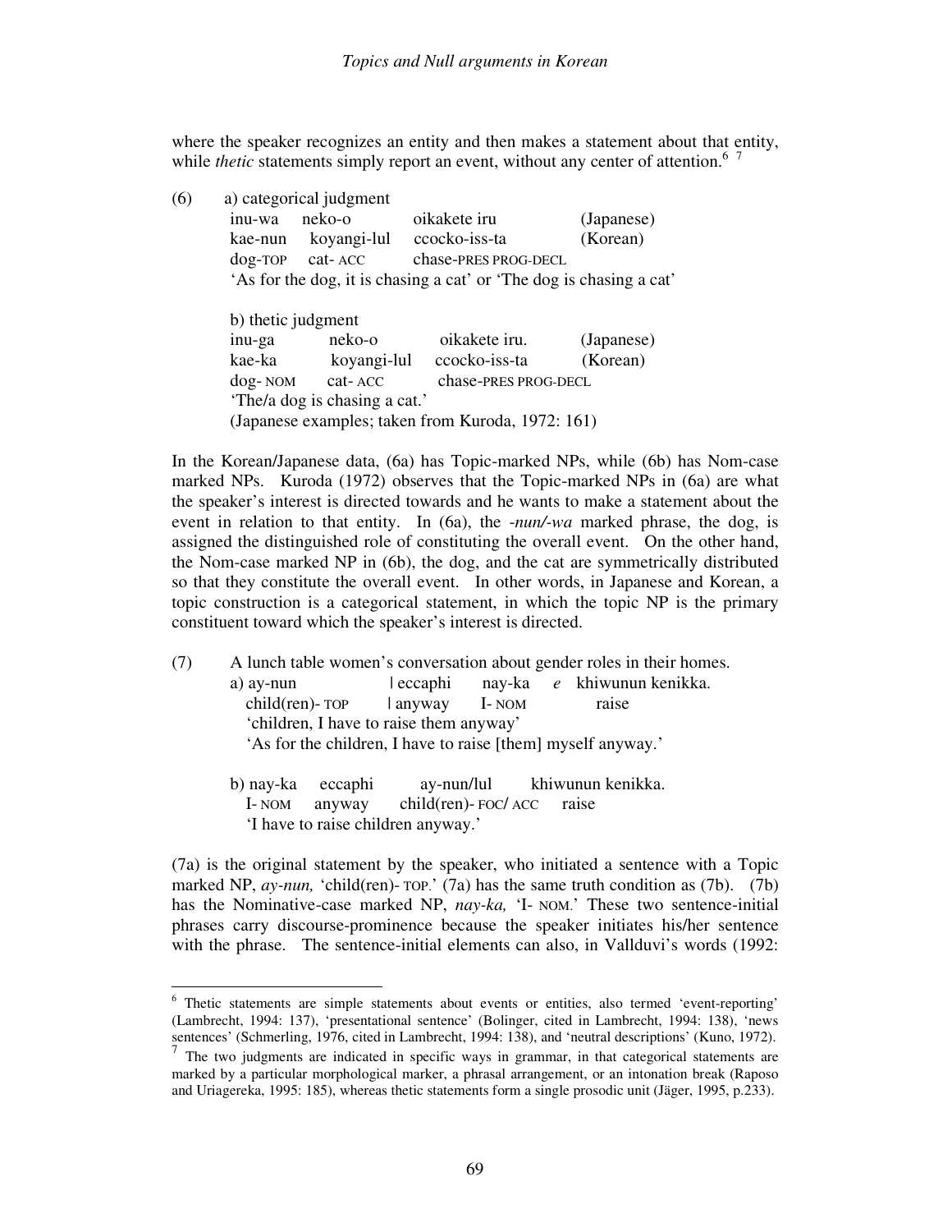where the speaker recognizes an entity and then makes a statement about that entity, while *thetic* statements simply report an event, without any center of attention.[6] [7]

(6) a) categorical judgment

```
inu-wa     neko-o        oikakete iru            (Japanese)
kae-nun    koyangi-lul   ccocko-iss-ta           (Korean)
dog-TOP    cat- ACC      chase-PRES PROG-DECL
```

'As for the dog, it is chasing a cat' or 'The dog is chasing a cat'

b) thetic judgment

```
inu-ga      neko-o        oikakete iru.           (Japanese)
kae-ka      koyangi-lul   ccocko-iss-ta           (Korean)
dog- NOM    cat- ACC      chase-PRES PROG-DECL
```

'The/a dog is chasing a cat.'

(Japanese examples; taken from Kuroda, 1972: 161)

In the Korean/Japanese data, (6a) has Topic-marked NPs, while (6b) has Nom-case marked NPs. Kuroda (1972) observes that the Topic-marked NPs in (6a) are what the speaker's interest is directed towards and he wants to make a statement about the event in relation to that entity. In (6a), the *-nun/-wa* marked phrase, the dog, is assigned the distinguished role of constituting the overall event. On the other hand, the Nom-case marked NP in (6b), the dog, and the cat are symmetrically distributed so that they constitute the overall event. In other words, in Japanese and Korean, a topic construction is a categorical statement, in which the topic NP is the primary constituent toward which the speaker's interest is directed.

(7) A lunch table women's conversation about gender roles in their homes.

a)

```
ay-nun            | eccaphi    nay-ka   e   khiwunun kenikka.
child(ren)- TOP   | anyway     I- NOM       raise
```

'children, I have to raise them anyway'

'As for the children, I have to raise [them] myself anyway.'

b)

```
nay-ka    eccaphi    ay-nun/lul             khiwunun kenikka.
I- NOM    anyway     child(ren)- FOC/ ACC   raise
```

'I have to raise children anyway.'

(7a) is the original statement by the speaker, who initiated a sentence with a Topic marked NP, *ay-nun,* 'child(ren)- TOP.' (7a) has the same truth condition as (7b). (7b) has the Nominative-case marked NP, *nay-ka,* 'I- NOM.' These two sentence-initial phrases carry discourse-prominence because the speaker initiates his/her sentence with the phrase. The sentence-initial elements can also, in Vallduvi's words (1992:

---

[6] Thetic statements are simple statements about events or entities, also termed 'event-reporting' (Lambrecht, 1994: 137), 'presentational sentence' (Bolinger, cited in Lambrecht, 1994: 138), 'news sentences' (Schmerling, 1976, cited in Lambrecht, 1994: 138), and 'neutral descriptions' (Kuno, 1972).

[7] The two judgments are indicated in specific ways in grammar, in that categorical statements are marked by a particular morphological marker, a phrasal arrangement, or an intonation break (Raposo and Uriagereka, 1995: 185), whereas thetic statements form a single prosodic unit (Jäger, 1995, p.233).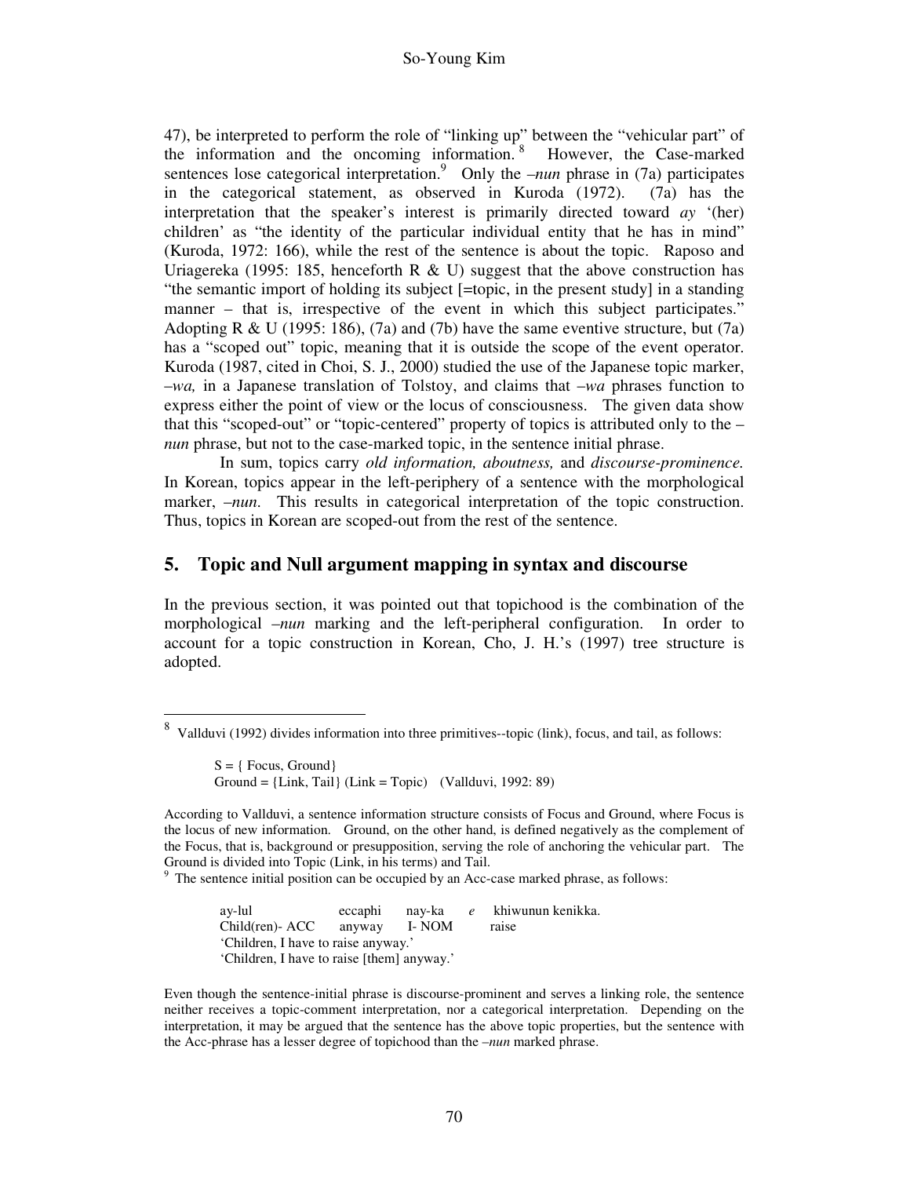47), be interpreted to perform the role of "linking up" between the "vehicular part" of the information and the oncoming information.[8] However, the Case-marked sentences lose categorical interpretation.[9] Only the *–nun* phrase in (7a) participates in the categorical statement, as observed in Kuroda (1972). (7a) has the interpretation that the speaker's interest is primarily directed toward *ay* '(her) children' as "the identity of the particular individual entity that he has in mind" (Kuroda, 1972: 166), while the rest of the sentence is about the topic. Raposo and Uriagereka (1995: 185, henceforth R & U) suggest that the above construction has "the semantic import of holding its subject [=topic, in the present study] in a standing manner – that is, irrespective of the event in which this subject participates." Adopting R & U (1995: 186), (7a) and (7b) have the same eventive structure, but (7a) has a "scoped out" topic, meaning that it is outside the scope of the event operator. Kuroda (1987, cited in Choi, S. J., 2000) studied the use of the Japanese topic marker, *–wa,* in a Japanese translation of Tolstoy, and claims that *–wa* phrases function to express either the point of view or the locus of consciousness. The given data show that this "scoped-out" or "topic-centered" property of topics is attributed only to the *–nun* phrase, but not to the case-marked topic, in the sentence initial phrase.

In sum, topics carry *old information, aboutness,* and *discourse-prominence.* In Korean, topics appear in the left-periphery of a sentence with the morphological marker, *–nun*. This results in categorical interpretation of the topic construction. Thus, topics in Korean are scoped-out from the rest of the sentence.

## 5. Topic and Null argument mapping in syntax and discourse

In the previous section, it was pointed out that topichood is the combination of the morphological *–nun* marking and the left-peripheral configuration. In order to account for a topic construction in Korean, Cho, J. H.'s (1997) tree structure is adopted.

---

[8] Vallduvi (1992) divides information into three primitives--topic (link), focus, and tail, as follows:

S = { Focus, Ground}
Ground = {Link, Tail} (Link = Topic) (Vallduvi, 1992: 89)

According to Vallduvi, a sentence information structure consists of Focus and Ground, where Focus is the locus of new information. Ground, on the other hand, is defined negatively as the complement of the Focus, that is, background or presupposition, serving the role of anchoring the vehicular part. The Ground is divided into Topic (Link, in his terms) and Tail.

[9] The sentence initial position can be occupied by an Acc-case marked phrase, as follows:

| ay-lul | eccaphi | nay-ka | *e* | khiwunun kenikka. |
|---|---|---|---|---|
| Child(ren)- ACC | anyway | I- NOM | | raise |

'Children, I have to raise anyway.'
'Children, I have to raise [them] anyway.'

Even though the sentence-initial phrase is discourse-prominent and serves a linking role, the sentence neither receives a topic-comment interpretation, nor a categorical interpretation. Depending on the interpretation, it may be argued that the sentence has the above topic properties, but the sentence with the Acc-phrase has a lesser degree of topichood than the *–nun* marked phrase.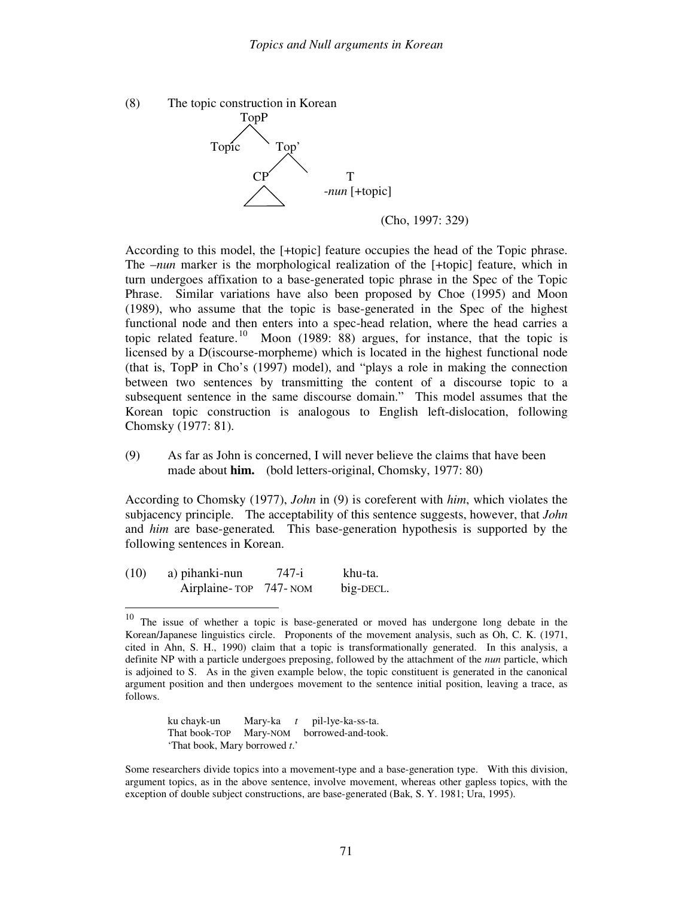(8) The topic construction in Korean

```
            TopP
           /    \
       Topic    Top'
               /    \
             CP      T
             /\     -nun [+topic]
```

(Cho, 1997: 329)

According to this model, the [+topic] feature occupies the head of the Topic phrase. The *–nun* marker is the morphological realization of the [+topic] feature, which in turn undergoes affixation to a base-generated topic phrase in the Spec of the Topic Phrase. Similar variations have also been proposed by Choe (1995) and Moon (1989), who assume that the topic is base-generated in the Spec of the highest functional node and then enters into a spec-head relation, where the head carries a topic related feature.[10] Moon (1989: 88) argues, for instance, that the topic is licensed by a D(iscourse-morpheme) which is located in the highest functional node (that is, TopP in Cho's (1997) model), and "plays a role in making the connection between two sentences by transmitting the content of a discourse topic to a subsequent sentence in the same discourse domain." This model assumes that the Korean topic construction is analogous to English left-dislocation, following Chomsky (1977: 81).

(9) As far as John is concerned, I will never believe the claims that have been made about **him.** (bold letters-original, Chomsky, 1977: 80)

According to Chomsky (1977), *John* in (9) is coreferent with *him*, which violates the subjacency principle. The acceptability of this sentence suggests, however, that *John* and *him* are base-generated*.* This base-generation hypothesis is supported by the following sentences in Korean.

(10) a) pihanki-nun 747-i khu-ta.
Airplaine-TOP 747-NOM big-DECL.

---

[10] The issue of whether a topic is base-generated or moved has undergone long debate in the Korean/Japanese linguistics circle. Proponents of the movement analysis, such as Oh, C. K. (1971, cited in Ahn, S. H., 1990) claim that a topic is transformationally generated. In this analysis, a definite NP with a particle undergoes preposing, followed by the attachment of the *nun* particle, which is adjoined to S. As in the given example below, the topic constituent is generated in the canonical argument position and then undergoes movement to the sentence initial position, leaving a trace, as follows.

> ku chayk-un Mary-ka *t* pil-lye-ka-ss-ta.
> That book-TOP Mary-NOM borrowed-and-took.
> 'That book, Mary borrowed *t*.'

Some researchers divide topics into a movement-type and a base-generation type. With this division, argument topics, as in the above sentence, involve movement, whereas other gapless topics, with the exception of double subject constructions, are base-generated (Bak, S. Y. 1981; Ura, 1995).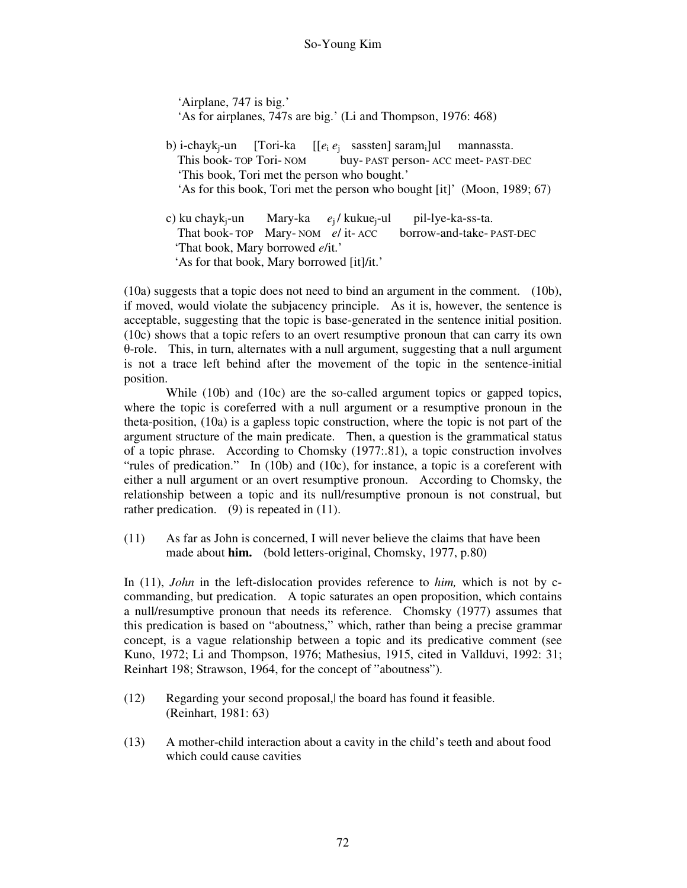'Airplane, 747 is big.'
'As for airplanes, 747s are big.' (Li and Thompson, 1976: 468)

b) i-chayk$_j$-un [Tori-ka [[$e_i$ $e_j$ sassten] saram$_i$]ul mannassta.
This book- TOP Tori- NOM buy- PAST person- ACC meet- PAST-DEC
'This book, Tori met the person who bought.'
'As for this book, Tori met the person who bought [it]' (Moon, 1989; 67)

c) ku chayk$_j$-un Mary-ka $e_j$ / kukue$_j$-ul pil-lye-ka-ss-ta.
That book- TOP Mary- NOM *e*/ it- ACC borrow-and-take- PAST-DEC
'That book, Mary borrowed *e*/it.'
'As for that book, Mary borrowed [it]/it.'

(10a) suggests that a topic does not need to bind an argument in the comment. (10b), if moved, would violate the subjacency principle. As it is, however, the sentence is acceptable, suggesting that the topic is base-generated in the sentence initial position. (10c) shows that a topic refers to an overt resumptive pronoun that can carry its own θ-role. This, in turn, alternates with a null argument, suggesting that a null argument is not a trace left behind after the movement of the topic in the sentence-initial position.

While (10b) and (10c) are the so-called argument topics or gapped topics, where the topic is coreferred with a null argument or a resumptive pronoun in the theta-position, (10a) is a gapless topic construction, where the topic is not part of the argument structure of the main predicate. Then, a question is the grammatical status of a topic phrase. According to Chomsky (1977:.81), a topic construction involves "rules of predication." In (10b) and (10c), for instance, a topic is a coreferent with either a null argument or an overt resumptive pronoun. According to Chomsky, the relationship between a topic and its null/resumptive pronoun is not construal, but rather predication. (9) is repeated in (11).

(11) As far as John is concerned, I will never believe the claims that have been made about **him.** (bold letters-original, Chomsky, 1977, p.80)

In (11), *John* in the left-dislocation provides reference to *him,* which is not by c-commanding, but predication. A topic saturates an open proposition, which contains a null/resumptive pronoun that needs its reference. Chomsky (1977) assumes that this predication is based on "aboutness," which, rather than being a precise grammar concept, is a vague relationship between a topic and its predicative comment (see Kuno, 1972; Li and Thompson, 1976; Mathesius, 1915, cited in Vallduvi, 1992: 31; Reinhart 198; Strawson, 1964, for the concept of "aboutness").

(12) Regarding your second proposal,| the board has found it feasible.
(Reinhart, 1981: 63)

(13) A mother-child interaction about a cavity in the child's teeth and about food which could cause cavities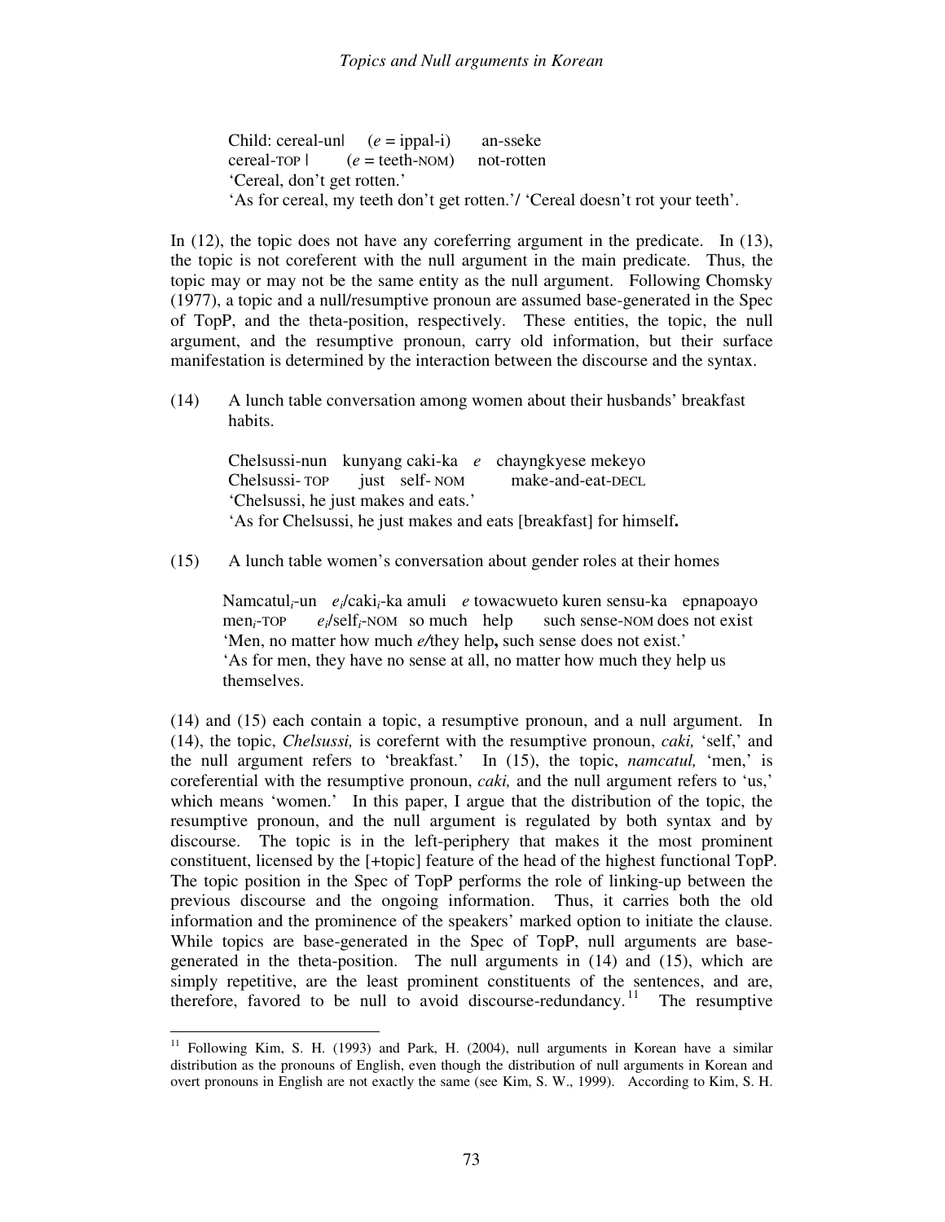Child: cereal-unl (*e* = ippal-i) an-sseke
cereal-TOP l (*e* = teeth-NOM) not-rotten
'Cereal, don't get rotten.'
'As for cereal, my teeth don't get rotten.'/ 'Cereal doesn't rot your teeth'.

In (12), the topic does not have any coreferring argument in the predicate. In (13), the topic is not coreferent with the null argument in the main predicate. Thus, the topic may or may not be the same entity as the null argument. Following Chomsky (1977), a topic and a null/resumptive pronoun are assumed base-generated in the Spec of TopP, and the theta-position, respectively. These entities, the topic, the null argument, and the resumptive pronoun, carry old information, but their surface manifestation is determined by the interaction between the discourse and the syntax.

(14) A lunch table conversation among women about their husbands' breakfast habits.

Chelsussi-nun kunyang caki-ka *e* chayngkyese mekeyo
Chelsussi- TOP just self- NOM make-and-eat-DECL
'Chelsussi, he just makes and eats.'
'As for Chelsussi, he just makes and eats [breakfast] for himself**.**

(15) A lunch table women's conversation about gender roles at their homes

Namcatul$_i$-un $e_i$/caki$_i$-ka amuli *e* towacwueto kuren sensu-ka epnapoayo
men$_i$-TOP $e_i$/self$_i$-NOM so much help such sense-NOM does not exist
'Men, no matter how much *e/*they help**,** such sense does not exist.'
'As for men, they have no sense at all, no matter how much they help us themselves.

(14) and (15) each contain a topic, a resumptive pronoun, and a null argument. In (14), the topic, *Chelsussi,* is corefernt with the resumptive pronoun, *caki,* 'self,' and the null argument refers to 'breakfast.' In (15), the topic, *namcatul,* 'men,' is coreferential with the resumptive pronoun, *caki,* and the null argument refers to 'us,' which means 'women.' In this paper, I argue that the distribution of the topic, the resumptive pronoun, and the null argument is regulated by both syntax and by discourse. The topic is in the left-periphery that makes it the most prominent constituent, licensed by the [+topic] feature of the head of the highest functional TopP. The topic position in the Spec of TopP performs the role of linking-up between the previous discourse and the ongoing information. Thus, it carries both the old information and the prominence of the speakers' marked option to initiate the clause. While topics are base-generated in the Spec of TopP, null arguments are base-generated in the theta-position. The null arguments in (14) and (15), which are simply repetitive, are the least prominent constituents of the sentences, and are, therefore, favored to be null to avoid discourse-redundancy.[11] The resumptive

---

[11] Following Kim, S. H. (1993) and Park, H. (2004), null arguments in Korean have a similar distribution as the pronouns of English, even though the distribution of null arguments in Korean and overt pronouns in English are not exactly the same (see Kim, S. W., 1999). According to Kim, S. H.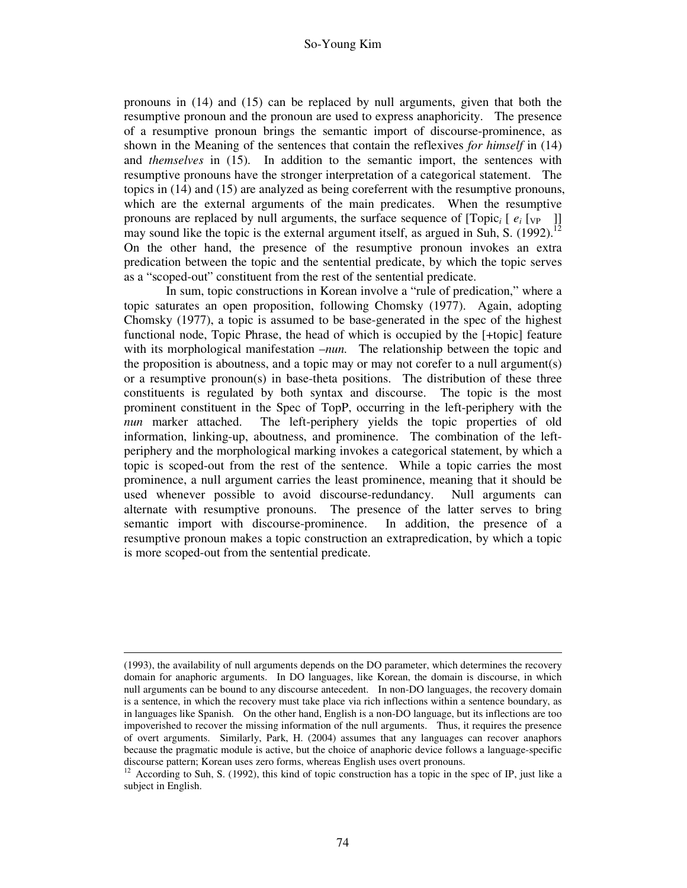pronouns in (14) and (15) can be replaced by null arguments, given that both the resumptive pronoun and the pronoun are used to express anaphoricity. The presence of a resumptive pronoun brings the semantic import of discourse-prominence, as shown in the Meaning of the sentences that contain the reflexives *for himself* in (14) and *themselves* in (15). In addition to the semantic import, the sentences with resumptive pronouns have the stronger interpretation of a categorical statement. The topics in (14) and (15) are analyzed as being coreferrent with the resumptive pronouns, which are the external arguments of the main predicates. When the resumptive pronouns are replaced by null arguments, the surface sequence of [Topic$_i$ [ $e_i$ [$_{VP}$ ]] may sound like the topic is the external argument itself, as argued in Suh, S. (1992).[12] On the other hand, the presence of the resumptive pronoun invokes an extra predication between the topic and the sentential predicate, by which the topic serves as a "scoped-out" constituent from the rest of the sentential predicate.

In sum, topic constructions in Korean involve a "rule of predication," where a topic saturates an open proposition, following Chomsky (1977). Again, adopting Chomsky (1977), a topic is assumed to be base-generated in the spec of the highest functional node, Topic Phrase, the head of which is occupied by the [+topic] feature with its morphological manifestation *–nun.* The relationship between the topic and the proposition is aboutness, and a topic may or may not corefer to a null argument(s) or a resumptive pronoun(s) in base-theta positions. The distribution of these three constituents is regulated by both syntax and discourse. The topic is the most prominent constituent in the Spec of TopP, occurring in the left-periphery with the *nun* marker attached. The left-periphery yields the topic properties of old information, linking-up, aboutness, and prominence. The combination of the left-periphery and the morphological marking invokes a categorical statement, by which a topic is scoped-out from the rest of the sentence. While a topic carries the most prominence, a null argument carries the least prominence, meaning that it should be used whenever possible to avoid discourse-redundancy. Null arguments can alternate with resumptive pronouns. The presence of the latter serves to bring semantic import with discourse-prominence. In addition, the presence of a resumptive pronoun makes a topic construction an extrapredication, by which a topic is more scoped-out from the sentential predicate.

---

(1993), the availability of null arguments depends on the DO parameter, which determines the recovery domain for anaphoric arguments. In DO languages, like Korean, the domain is discourse, in which null arguments can be bound to any discourse antecedent. In non-DO languages, the recovery domain is a sentence, in which the recovery must take place via rich inflections within a sentence boundary, as in languages like Spanish. On the other hand, English is a non-DO language, but its inflections are too impoverished to recover the missing information of the null arguments. Thus, it requires the presence of overt arguments. Similarly, Park, H. (2004) assumes that any languages can recover anaphors because the pragmatic module is active, but the choice of anaphoric device follows a language-specific discourse pattern; Korean uses zero forms, whereas English uses overt pronouns.

[12] According to Suh, S. (1992), this kind of topic construction has a topic in the spec of IP, just like a subject in English.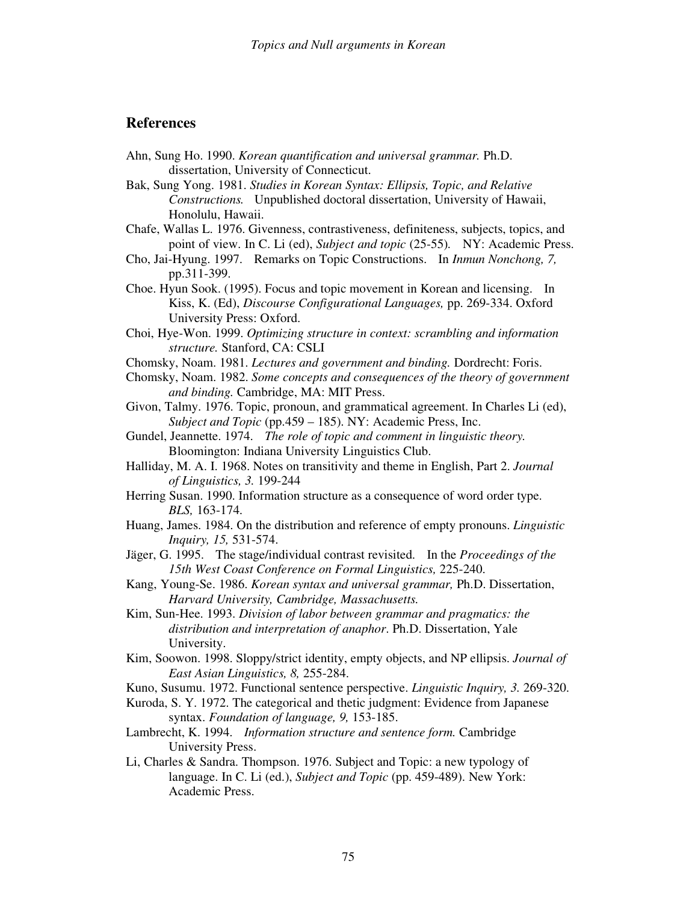## References

Ahn, Sung Ho. 1990. *Korean quantification and universal grammar.* Ph.D. dissertation, University of Connecticut.

Bak, Sung Yong. 1981. *Studies in Korean Syntax: Ellipsis, Topic, and Relative Constructions.* Unpublished doctoral dissertation, University of Hawaii, Honolulu, Hawaii.

Chafe, Wallas L. 1976. Givenness, contrastiveness, definiteness, subjects, topics, and point of view. In C. Li (ed), *Subject and topic* (25-55). NY: Academic Press.

Cho, Jai-Hyung. 1997. Remarks on Topic Constructions. In *Inmun Nonchong, 7,* pp.311-399.

Choe. Hyun Sook. (1995). Focus and topic movement in Korean and licensing. In Kiss, K. (Ed), *Discourse Configurational Languages,* pp. 269-334. Oxford University Press: Oxford.

Choi, Hye-Won. 1999. *Optimizing structure in context: scrambling and information structure.* Stanford, CA: CSLI

Chomsky, Noam. 1981. *Lectures and government and binding.* Dordrecht: Foris.

Chomsky, Noam. 1982. *Some concepts and consequences of the theory of government and binding.* Cambridge, MA: MIT Press.

Givon, Talmy. 1976. Topic, pronoun, and grammatical agreement. In Charles Li (ed), *Subject and Topic* (pp.459 – 185). NY: Academic Press, Inc.

Gundel, Jeannette. 1974. *The role of topic and comment in linguistic theory.* Bloomington: Indiana University Linguistics Club.

Halliday, M. A. I. 1968. Notes on transitivity and theme in English, Part 2. *Journal of Linguistics, 3.* 199-244

Herring Susan. 1990. Information structure as a consequence of word order type. *BLS,* 163-174.

Huang, James. 1984. On the distribution and reference of empty pronouns. *Linguistic Inquiry, 15,* 531-574.

Jäger, G. 1995. The stage/individual contrast revisited. In the *Proceedings of the 15th West Coast Conference on Formal Linguistics,* 225-240.

Kang, Young-Se. 1986. *Korean syntax and universal grammar,* Ph.D. Dissertation, *Harvard University, Cambridge, Massachusetts.*

Kim, Sun-Hee. 1993. *Division of labor between grammar and pragmatics: the distribution and interpretation of anaphor*. Ph.D. Dissertation, Yale University.

Kim, Soowon. 1998. Sloppy/strict identity, empty objects, and NP ellipsis. *Journal of East Asian Linguistics, 8,* 255-284.

Kuno, Susumu. 1972. Functional sentence perspective. *Linguistic Inquiry, 3.* 269-320.

Kuroda, S. Y. 1972. The categorical and thetic judgment: Evidence from Japanese syntax. *Foundation of language, 9,* 153-185.

Lambrecht, K. 1994. *Information structure and sentence form.* Cambridge University Press.

Li, Charles & Sandra. Thompson. 1976. Subject and Topic: a new typology of language. In C. Li (ed.), *Subject and Topic* (pp. 459-489). New York: Academic Press.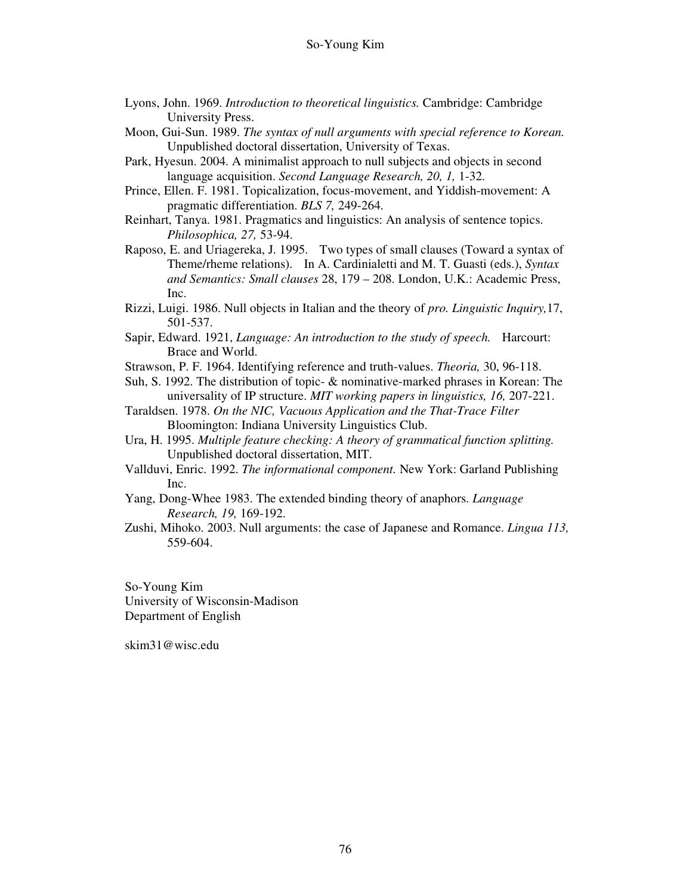Lyons, John. 1969. *Introduction to theoretical linguistics.* Cambridge: Cambridge University Press.

Moon, Gui-Sun. 1989. *The syntax of null arguments with special reference to Korean.* Unpublished doctoral dissertation, University of Texas.

Park, Hyesun. 2004. A minimalist approach to null subjects and objects in second language acquisition. *Second Language Research, 20, 1,* 1-32.

Prince, Ellen. F. 1981. Topicalization, focus-movement, and Yiddish-movement: A pragmatic differentiation. *BLS 7,* 249-264.

Reinhart, Tanya. 1981. Pragmatics and linguistics: An analysis of sentence topics. *Philosophica, 27,* 53-94.

Raposo, E. and Uriagereka, J. 1995. Two types of small clauses (Toward a syntax of Theme/rheme relations). In A. Cardinialetti and M. T. Guasti (eds.), *Syntax and Semantics: Small clauses* 28, 179 – 208. London, U.K.: Academic Press, Inc.

Rizzi, Luigi. 1986. Null objects in Italian and the theory of *pro. Linguistic Inquiry,*17, 501-537.

Sapir, Edward. 1921, *Language: An introduction to the study of speech.* Harcourt: Brace and World.

Strawson, P. F. 1964. Identifying reference and truth-values. *Theoria,* 30, 96-118.

Suh, S. 1992. The distribution of topic- & nominative-marked phrases in Korean: The universality of IP structure. *MIT working papers in linguistics, 16,* 207-221.

Taraldsen. 1978. *On the NIC, Vacuous Application and the That-Trace Filter* Bloomington: Indiana University Linguistics Club.

Ura, H. 1995. *Multiple feature checking: A theory of grammatical function splitting.* Unpublished doctoral dissertation, MIT.

Vallduvi, Enric. 1992. *The informational component.* New York: Garland Publishing Inc.

Yang, Dong-Whee 1983. The extended binding theory of anaphors. *Language Research, 19,* 169-192.

Zushi, Mihoko. 2003. Null arguments: the case of Japanese and Romance. *Lingua 113,* 559-604.

So-Young Kim
University of Wisconsin-Madison
Department of English

skim31@wisc.edu